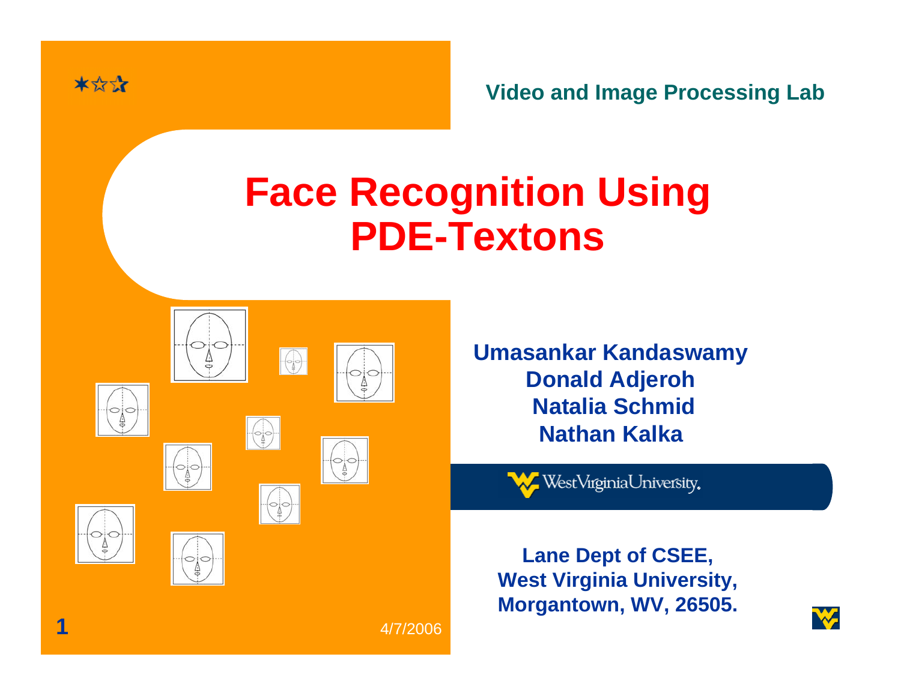Video and Image Processing Lab

# Face Recognition Using PDE-Textons

**Umasankar Kandaswamy**
**Donald Adjeroh**
**Natalia Schmid**
**Nathan Kalka**

West Virginia University.

**Lane Dept of CSEE,**
**West Virginia University,**
**Morgantown, WV, 26505.**

4/7/2006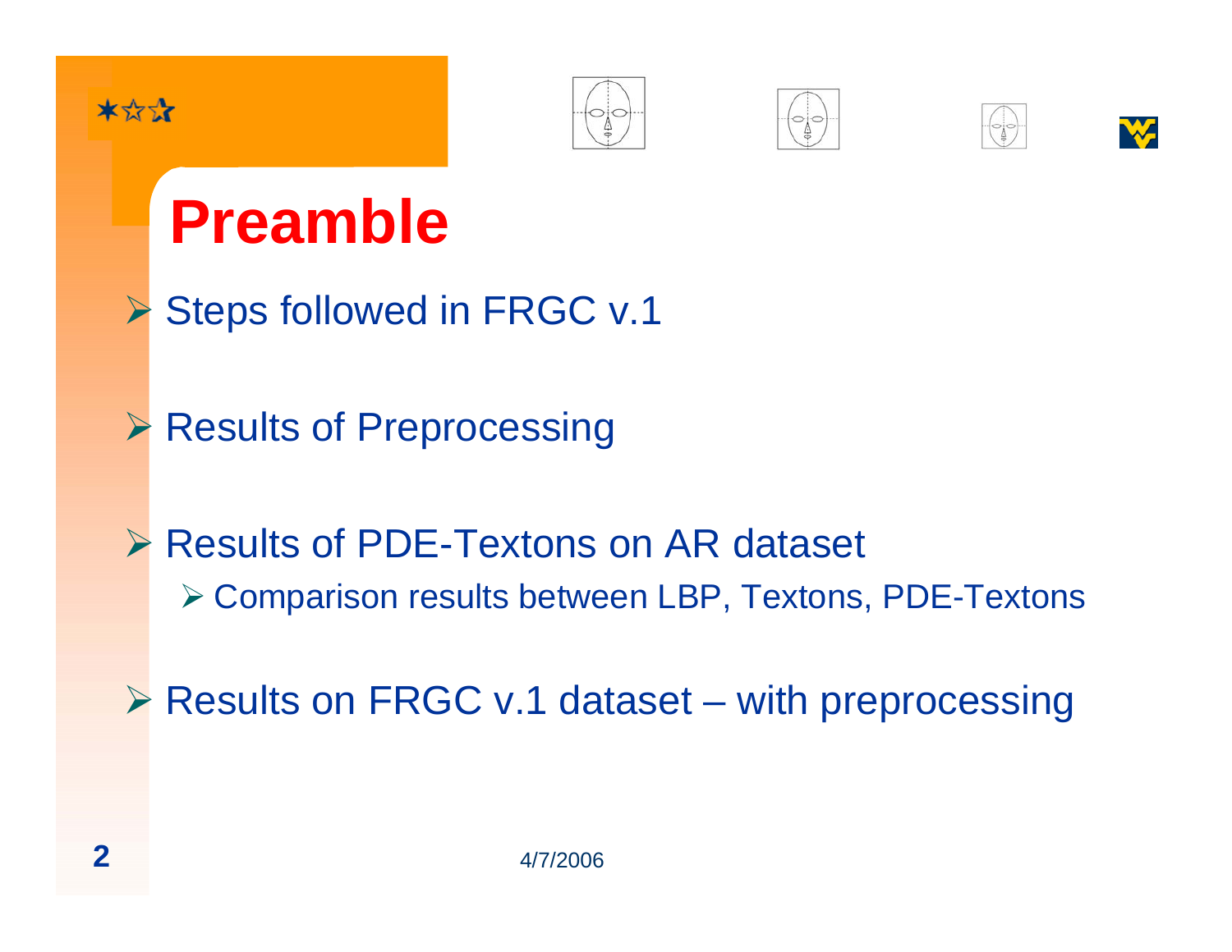# Preamble

- Steps followed in FRGC v.1
- Results of Preprocessing
- Results of PDE-Textons on AR dataset
  - Comparison results between LBP, Textons, PDE-Textons
- Results on FRGC v.1 dataset – with preprocessing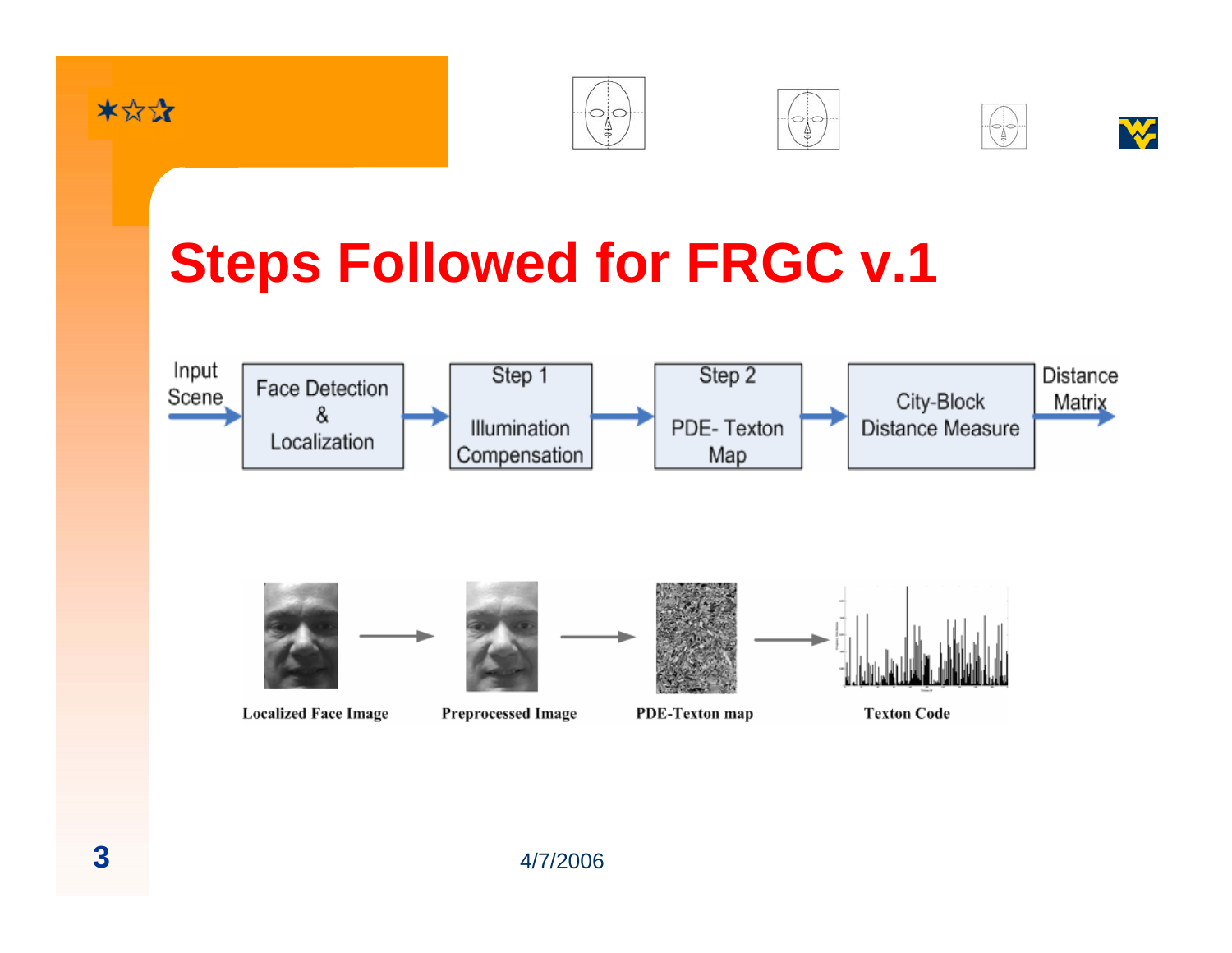# Steps Followed for FRGC v.1

Input Scene → Face Detection & Localization → Step 1 Illumination Compensation → Step 2 PDE- Texton Map → City-Block Distance Measure → Distance Matrix

Localized Face Image → Preprocessed Image → PDE-Texton map → Texton Code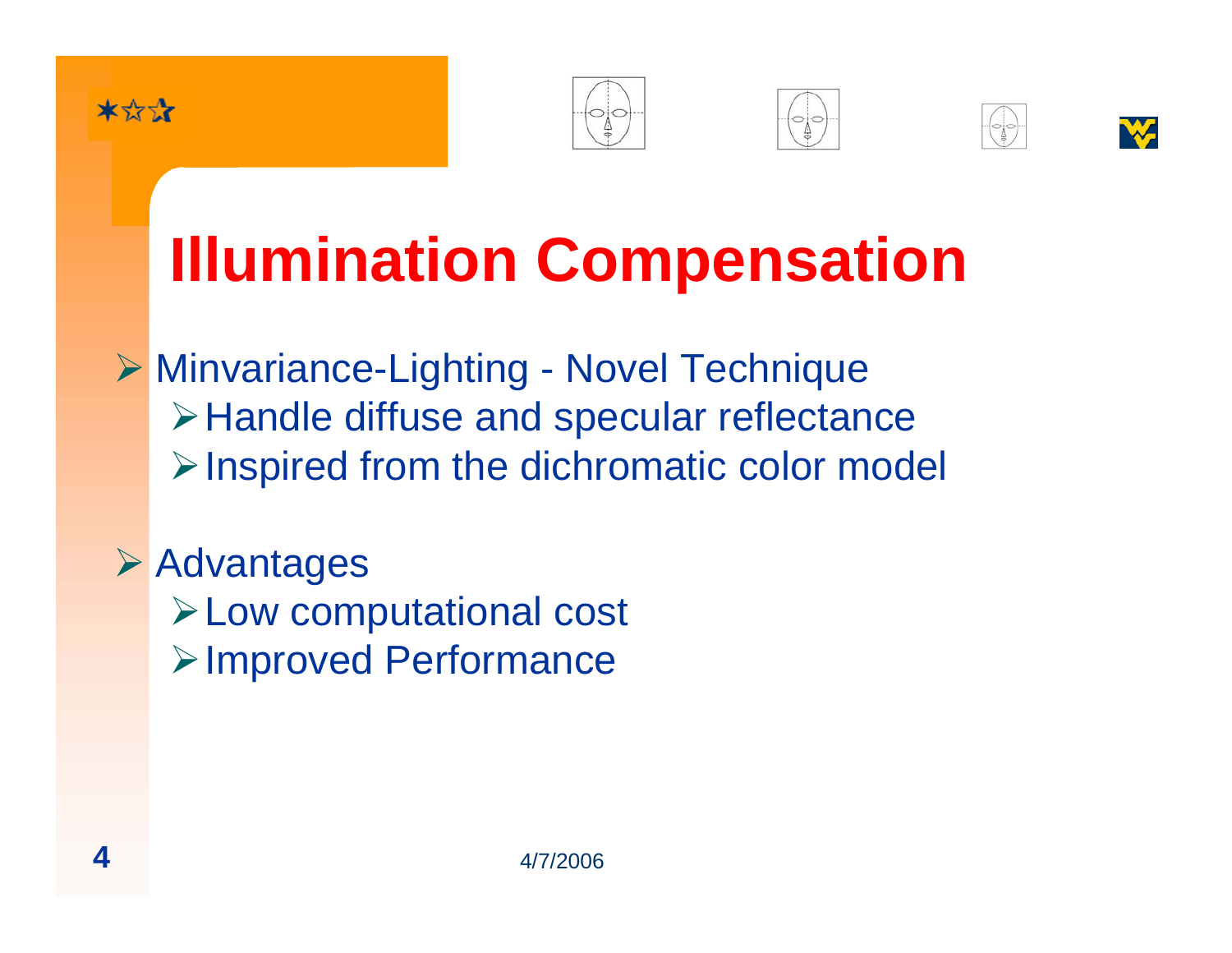# Illumination Compensation

- Minvariance-Lighting - Novel Technique
  - Handle diffuse and specular reflectance
  - Inspired from the dichromatic color model
- Advantages
  - Low computational cost
  - Improved Performance

4/7/2006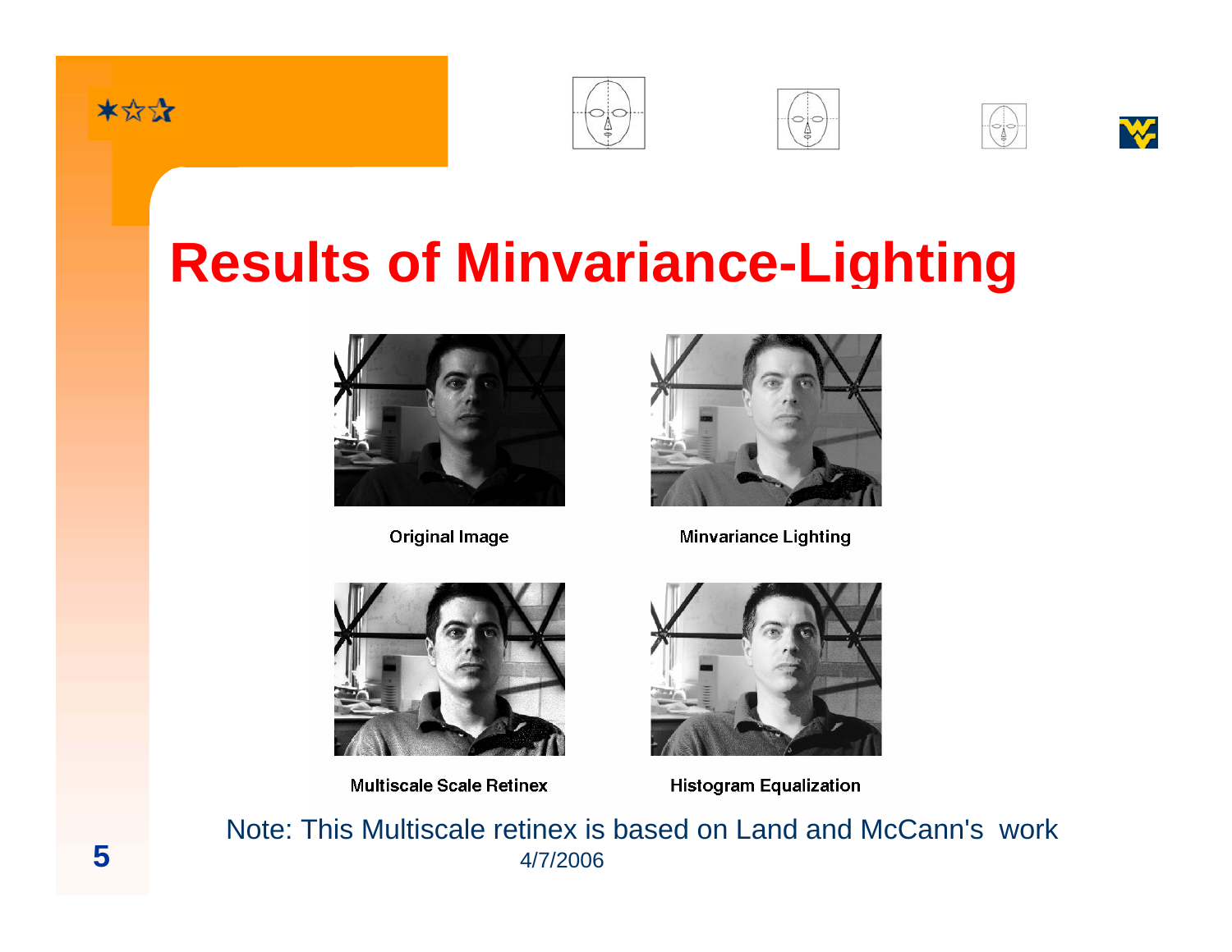# Results of Minvariance-Lighting

Original Image

Minvariance Lighting

Multiscale Scale Retinex

Histogram Equalization

Note: This Multiscale retinex is based on Land and McCann's work

4/7/2006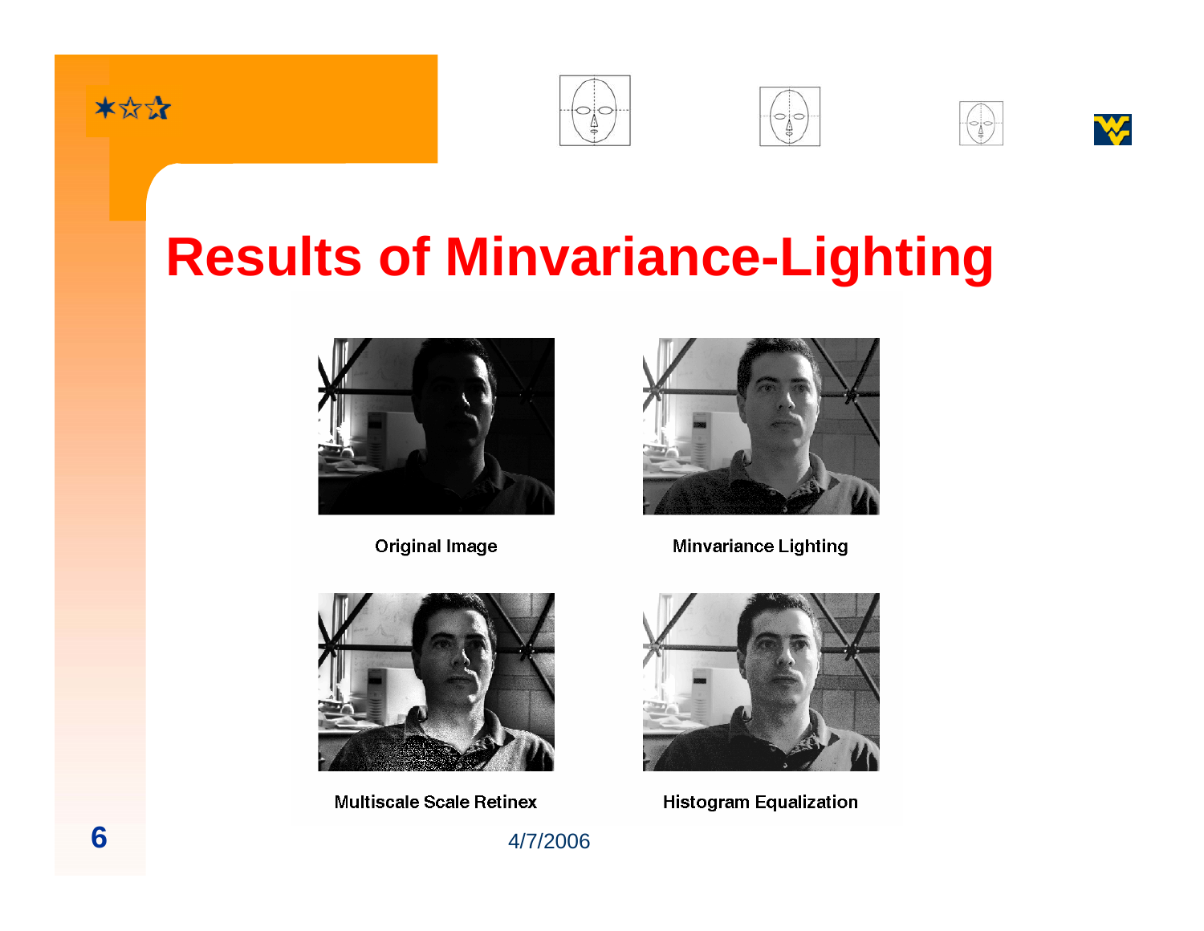# Results of Minvariance-Lighting

Original Image

Minvariance Lighting

Multiscale Scale Retinex

Histogram Equalization

4/7/2006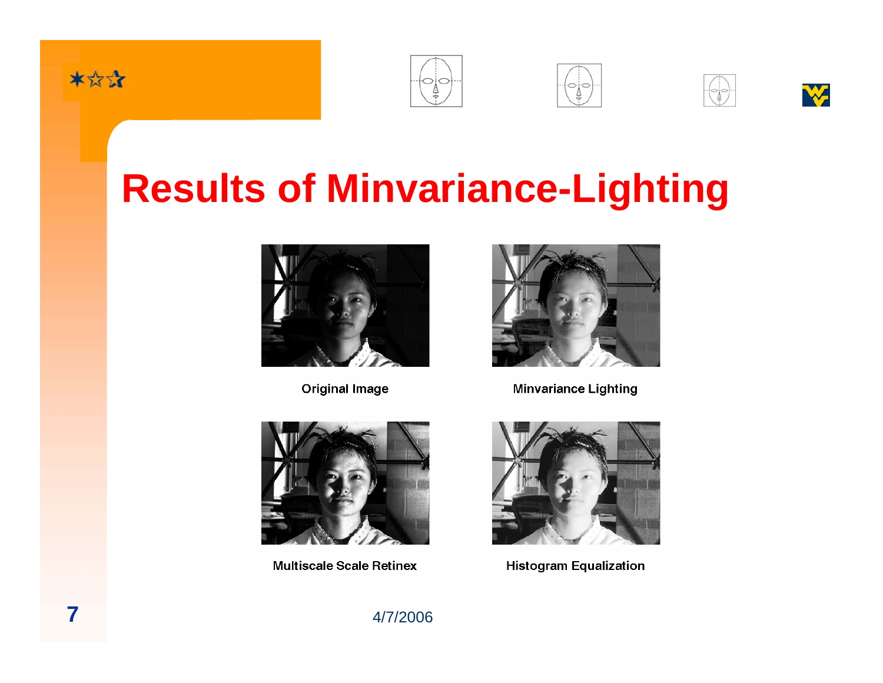# Results of Minvariance-Lighting

Original Image

Minvariance Lighting

Multiscale Scale Retinex

Histogram Equalization

4/7/2006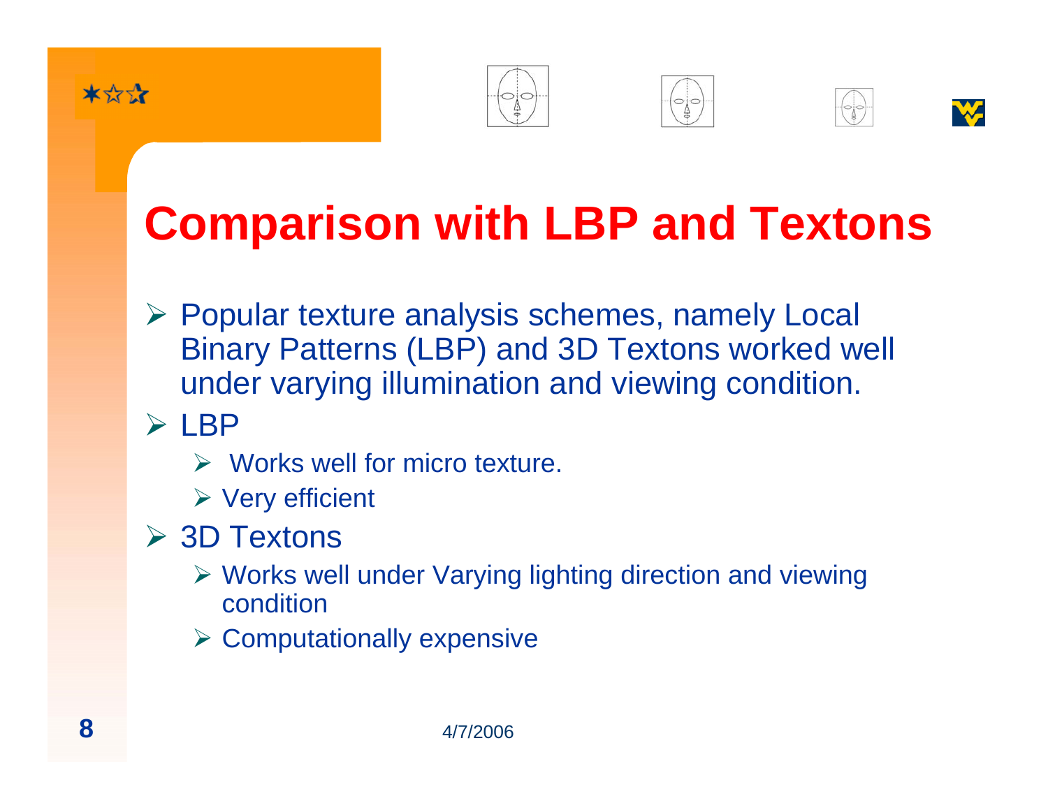# Comparison with LBP and Textons

- Popular texture analysis schemes, namely Local Binary Patterns (LBP) and 3D Textons worked well under varying illumination and viewing condition.
- LBP
  - Works well for micro texture.
  - Very efficient
- 3D Textons
  - Works well under Varying lighting direction and viewing condition
  - Computationally expensive

4/7/2006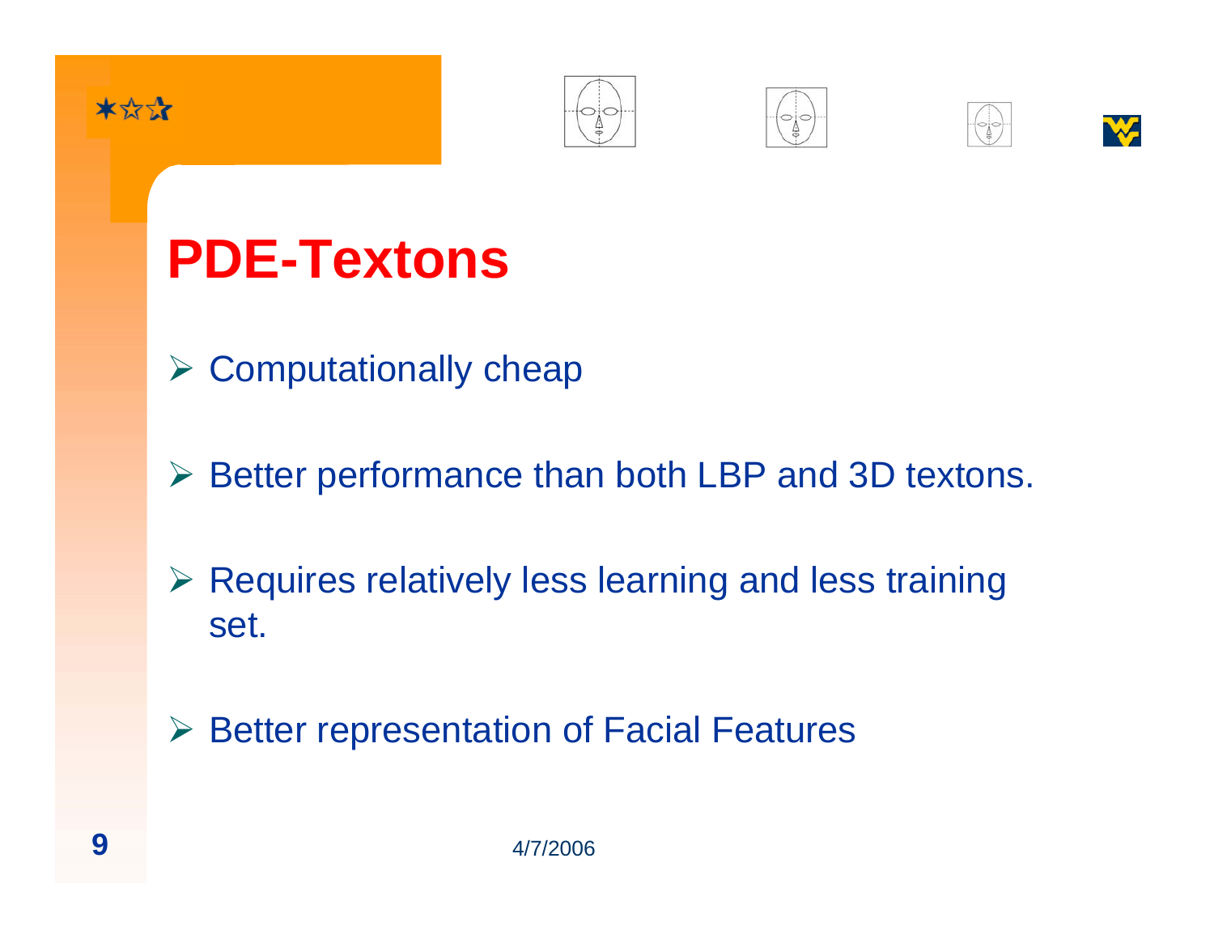# PDE-Textons

- Computationally cheap
- Better performance than both LBP and 3D textons.
- Requires relatively less learning and less training set.
- Better representation of Facial Features

4/7/2006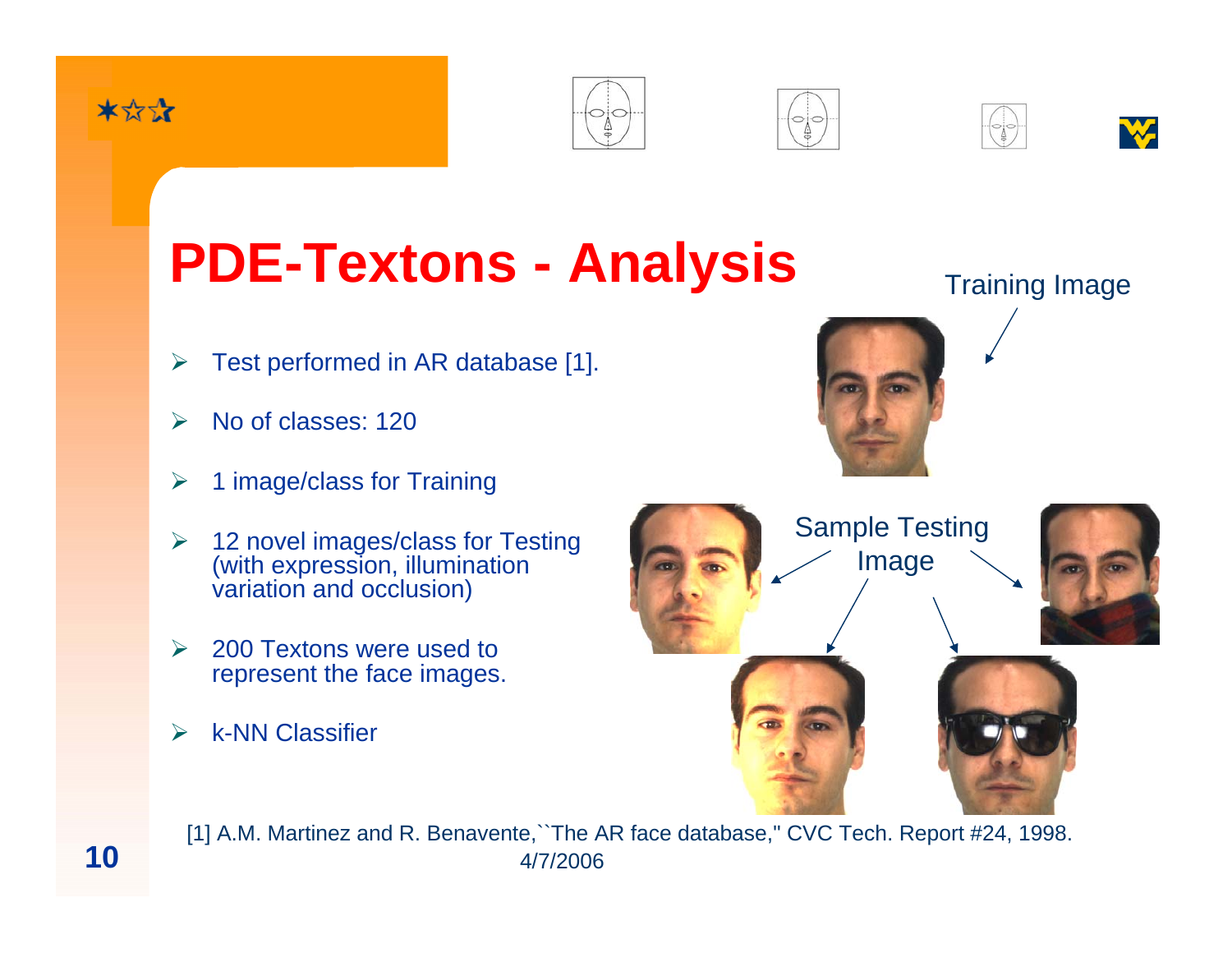# PDE-Textons - Analysis

- Test performed in AR database [1].
- No of classes: 120
- 1 image/class for Training
- 12 novel images/class for Testing (with expression, illumination variation and occlusion)
- 200 Textons were used to represent the face images.
- k-NN Classifier

Training Image

Sample Testing Image

[1] A.M. Martinez and R. Benavente,``The AR face database," CVC Tech. Report #24, 1998.

4/7/2006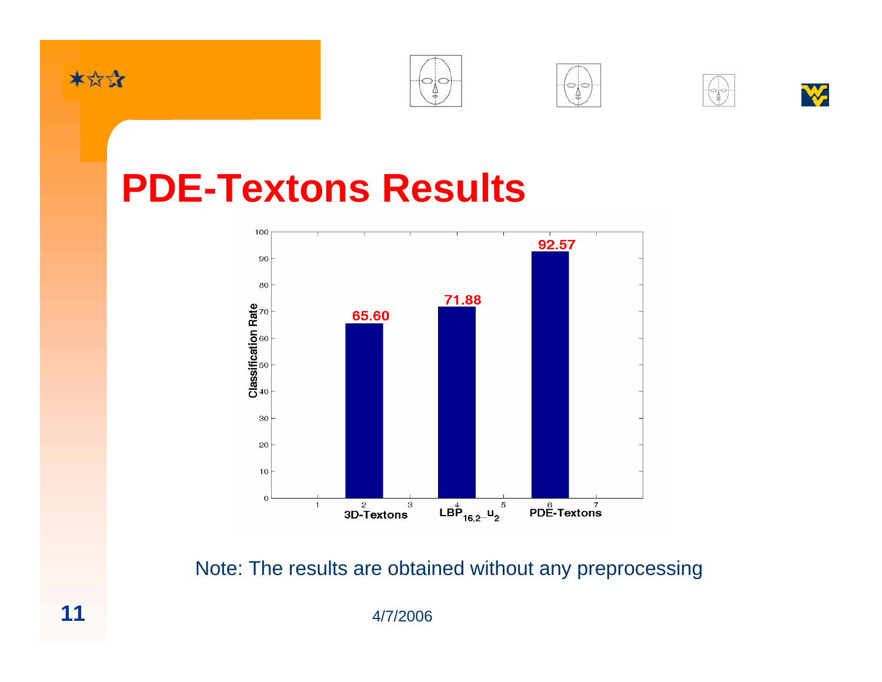# PDE-Textons Results

| Method | Classification Rate |
| --- | --- |
| 3D-Textons | 65.60 |
| $LBP_{16,2}\_u_2$ | 71.88 |
| PDE-Textons | 92.57 |

Note: The results are obtained without any preprocessing

4/7/2006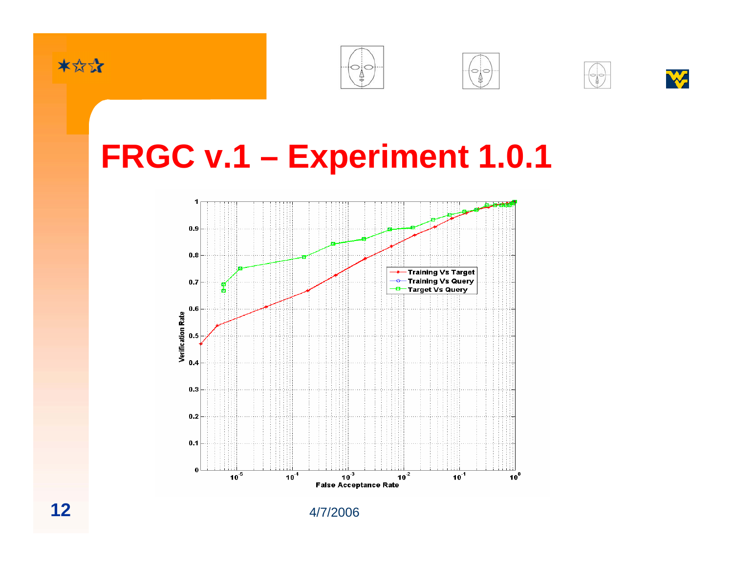# FRGC v.1 – Experiment 1.0.1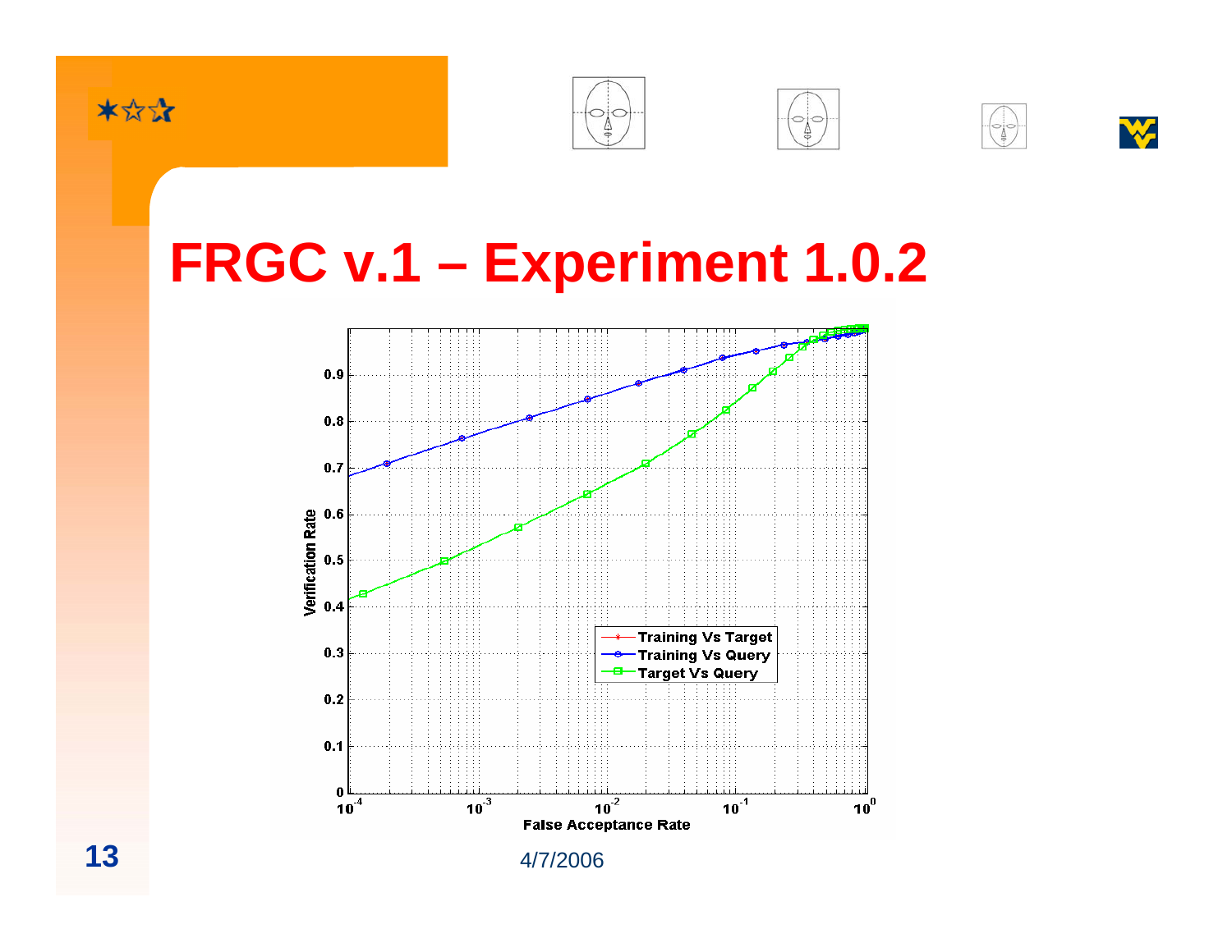# FRGC v.1 – Experiment 1.0.2

Verification Rate vs. False Acceptance Rate

Legend:
- Training Vs Target
- Training Vs Query
- Target Vs Query

4/7/2006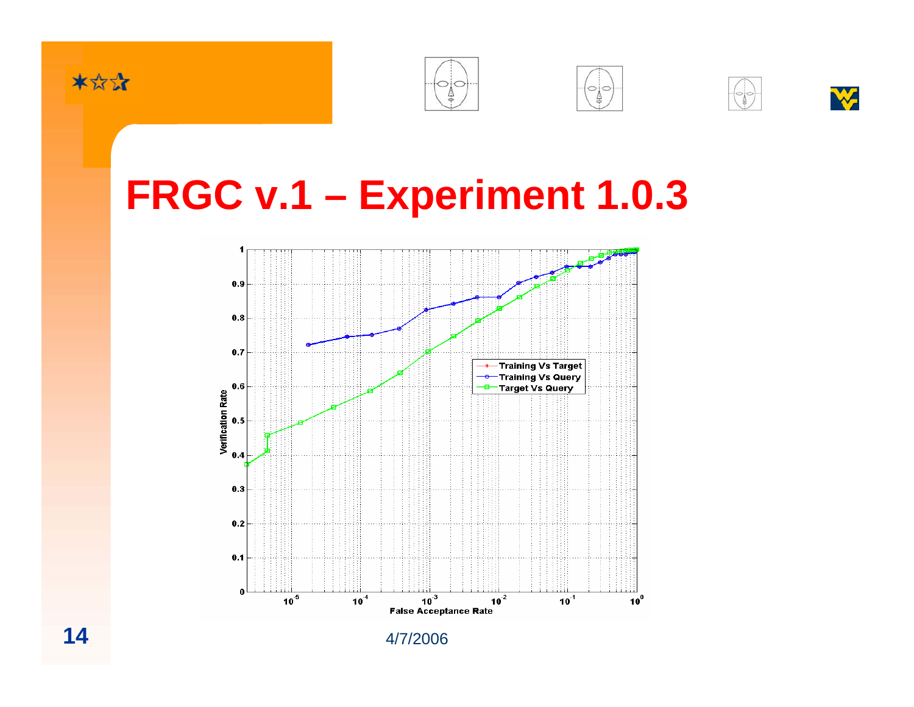# FRGC v.1 – Experiment 1.0.3

Verification Rate

False Acceptance Rate

- Training Vs Target
- Training Vs Query
- Target Vs Query

4/7/2006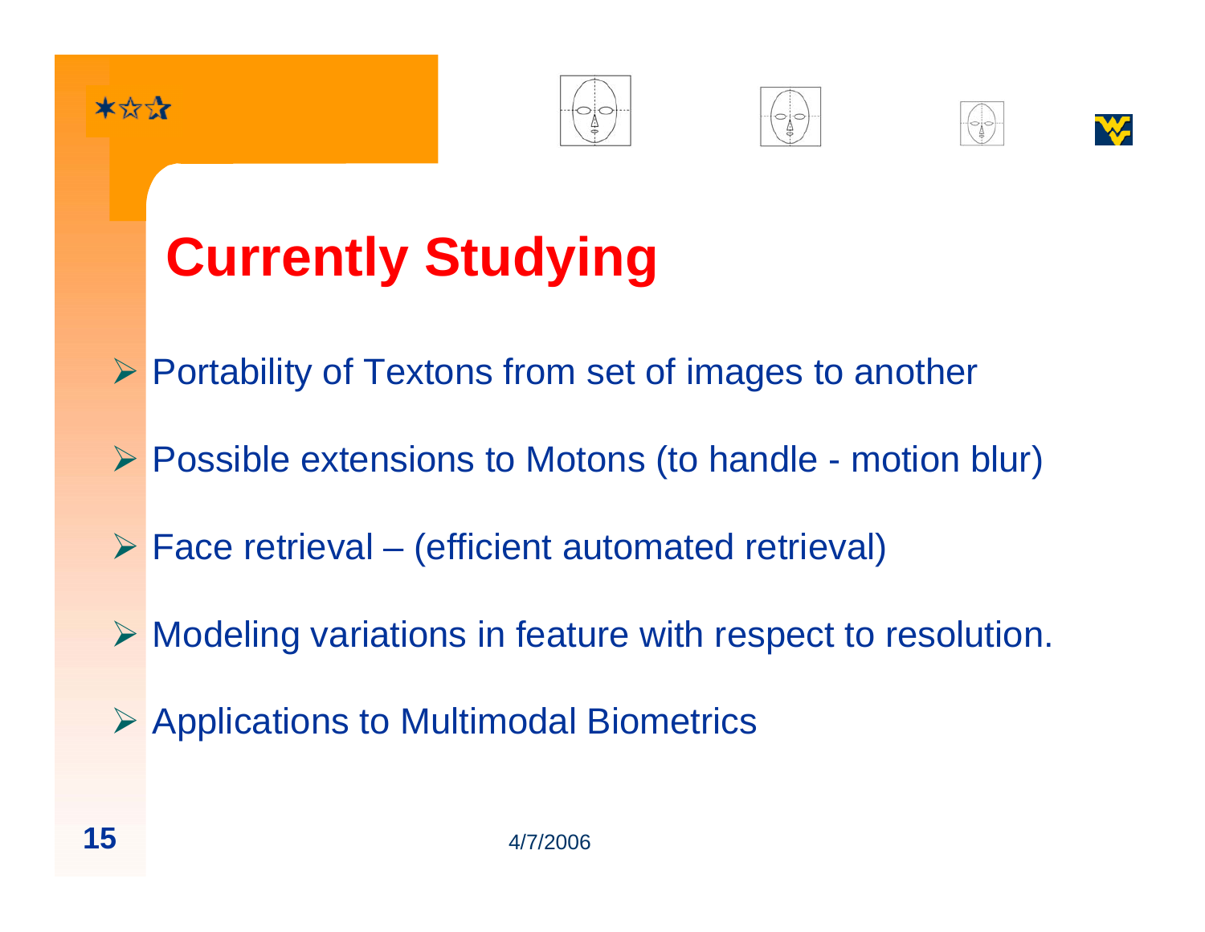# Currently Studying

- Portability of Textons from set of images to another
- Possible extensions to Motons (to handle - motion blur)
- Face retrieval – (efficient automated retrieval)
- Modeling variations in feature with respect to resolution.
- Applications to Multimodal Biometrics

4/7/2006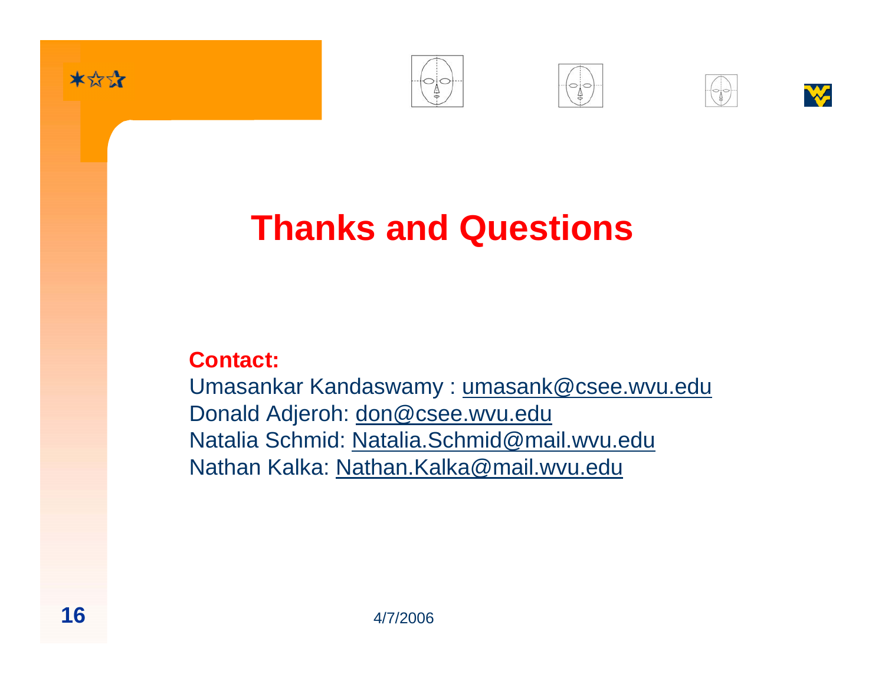# Thanks and Questions

**Contact:**

Umasankar Kandaswamy : umasank@csee.wvu.edu
Donald Adjeroh: don@csee.wvu.edu
Natalia Schmid: Natalia.Schmid@mail.wvu.edu
Nathan Kalka: Nathan.Kalka@mail.wvu.edu

4/7/2006